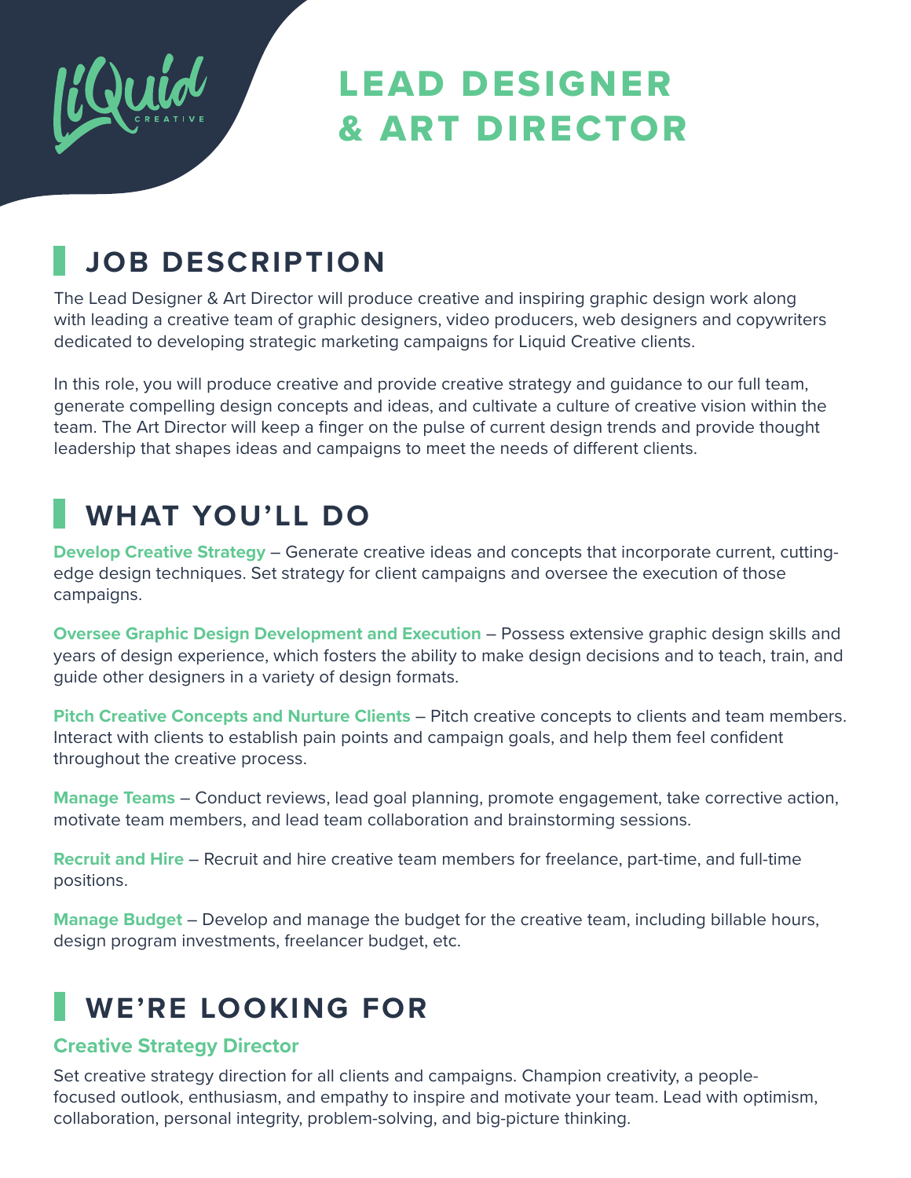# LEAD DESIGNER & ART DIRECTOR

## JOB DESCRIPTION

The Lead Designer & Art Director will produce creative and inspiring graphic design work along with leading a creative team of graphic designers, video producers, web designers and copywriters dedicated to developing strategic marketing campaigns for Liquid Creative clients.

In this role, you will produce creative and provide creative strategy and guidance to our full team, generate compelling design concepts and ideas, and cultivate a culture of creative vision within the team. The Art Director will keep a finger on the pulse of current design trends and provide thought leadership that shapes ideas and campaigns to meet the needs of different clients.

## WHAT YOU'LL DO

**Develop Creative Strategy** – Generate creative ideas and concepts that incorporate current, cutting-edge design techniques. Set strategy for client campaigns and oversee the execution of those campaigns.

**Oversee Graphic Design Development and Execution** – Possess extensive graphic design skills and years of design experience, which fosters the ability to make design decisions and to teach, train, and guide other designers in a variety of design formats.

**Pitch Creative Concepts and Nurture Clients** – Pitch creative concepts to clients and team members. Interact with clients to establish pain points and campaign goals, and help them feel confident throughout the creative process.

**Manage Teams** – Conduct reviews, lead goal planning, promote engagement, take corrective action, motivate team members, and lead team collaboration and brainstorming sessions.

**Recruit and Hire** – Recruit and hire creative team members for freelance, part-time, and full-time positions.

**Manage Budget** – Develop and manage the budget for the creative team, including billable hours, design program investments, freelancer budget, etc.

## WE'RE LOOKING FOR

### Creative Strategy Director

Set creative strategy direction for all clients and campaigns. Champion creativity, a people-focused outlook, enthusiasm, and empathy to inspire and motivate your team. Lead with optimism, collaboration, personal integrity, problem-solving, and big-picture thinking.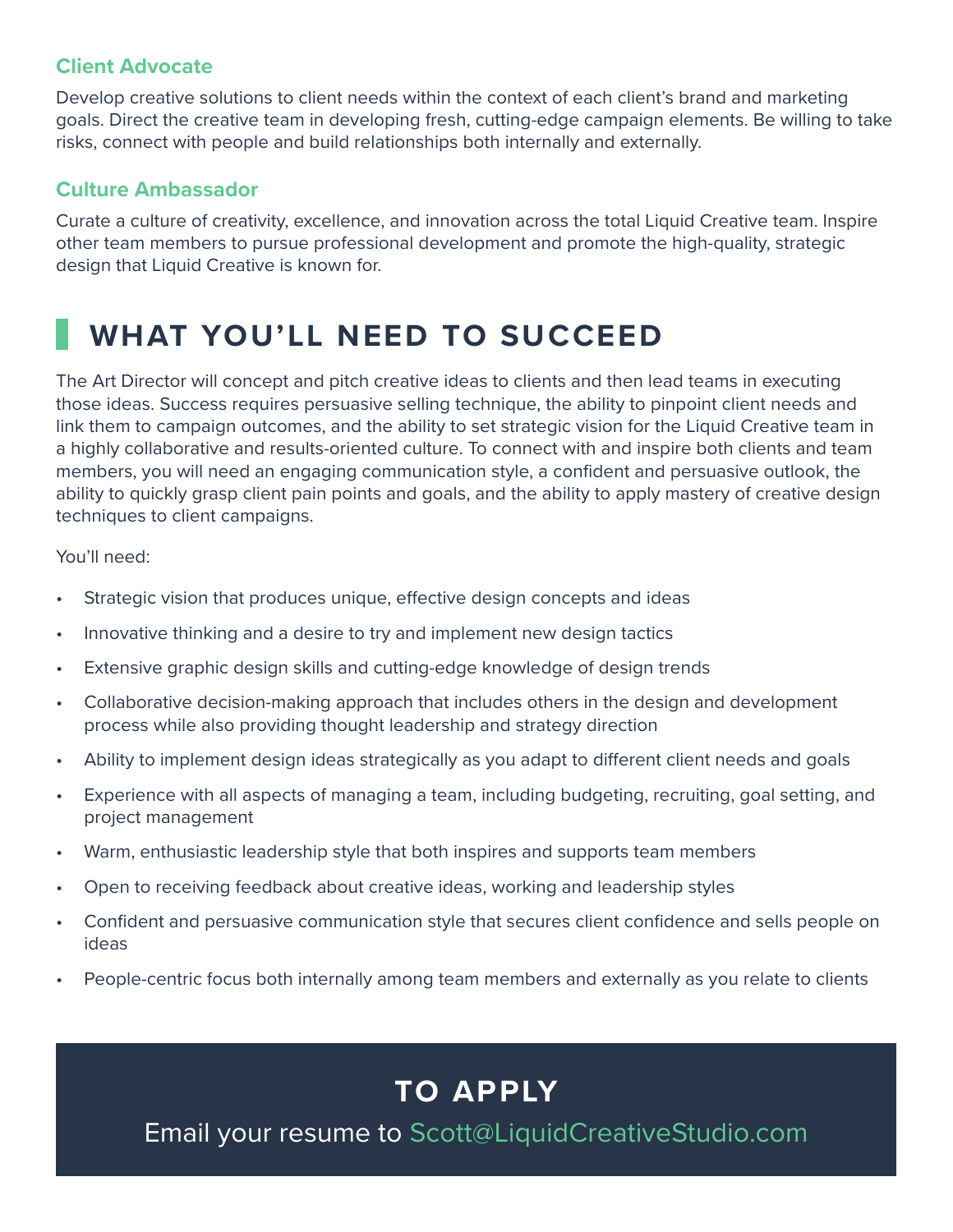### Client Advocate

Develop creative solutions to client needs within the context of each client's brand and marketing goals. Direct the creative team in developing fresh, cutting-edge campaign elements. Be willing to take risks, connect with people and build relationships both internally and externally.

### Culture Ambassador

Curate a culture of creativity, excellence, and innovation across the total Liquid Creative team. Inspire other team members to pursue professional development and promote the high-quality, strategic design that Liquid Creative is known for.

## WHAT YOU'LL NEED TO SUCCEED

The Art Director will concept and pitch creative ideas to clients and then lead teams in executing those ideas. Success requires persuasive selling technique, the ability to pinpoint client needs and link them to campaign outcomes, and the ability to set strategic vision for the Liquid Creative team in a highly collaborative and results-oriented culture. To connect with and inspire both clients and team members, you will need an engaging communication style, a confident and persuasive outlook, the ability to quickly grasp client pain points and goals, and the ability to apply mastery of creative design techniques to client campaigns.

You'll need:

- Strategic vision that produces unique, effective design concepts and ideas
- Innovative thinking and a desire to try and implement new design tactics
- Extensive graphic design skills and cutting-edge knowledge of design trends
- Collaborative decision-making approach that includes others in the design and development process while also providing thought leadership and strategy direction
- Ability to implement design ideas strategically as you adapt to different client needs and goals
- Experience with all aspects of managing a team, including budgeting, recruiting, goal setting, and project management
- Warm, enthusiastic leadership style that both inspires and supports team members
- Open to receiving feedback about creative ideas, working and leadership styles
- Confident and persuasive communication style that secures client confidence and sells people on ideas
- People-centric focus both internally among team members and externally as you relate to clients

## TO APPLY

Email your resume to Scott@LiquidCreativeStudio.com